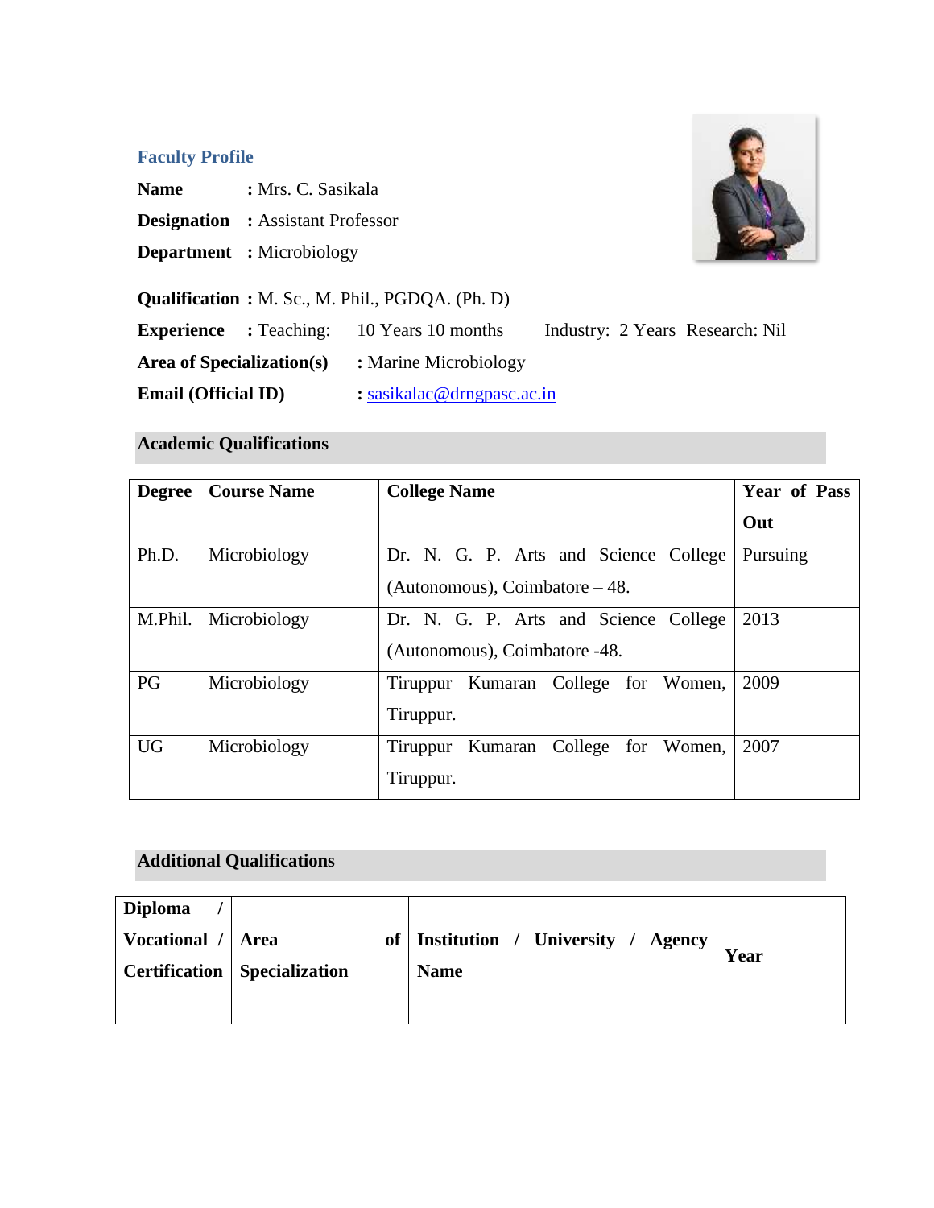## Faculty Profile

**Name** : Mrs. C. Sasikala

**Designation** : Assistant Professor

**Department** : Microbiology

**Qualification** : M. Sc., M. Phil., PGDQA. (Ph. D)

**Experience** : Teaching: 10 Years 10 months  Industry: 2 Years  Research: Nil

**Area of Specialization(s)** : Marine Microbiology

**Email (Official ID)** : sasikalac@drngpasc.ac.in

### Academic Qualifications

| Degree | Course Name | College Name | Year of Pass Out |
|---|---|---|---|
| Ph.D. | Microbiology | Dr. N. G. P. Arts and Science College (Autonomous), Coimbatore – 48. | Pursuing |
| M.Phil. | Microbiology | Dr. N. G. P. Arts and Science College (Autonomous), Coimbatore -48. | 2013 |
| PG | Microbiology | Tiruppur Kumaran College for Women, Tiruppur. | 2009 |
| UG | Microbiology | Tiruppur Kumaran College for Women, Tiruppur. | 2007 |

### Additional Qualifications

| Diploma / Vocational / Certification | Area of Specialization | Institution / University / Agency Name | Year |
|---|---|---|---|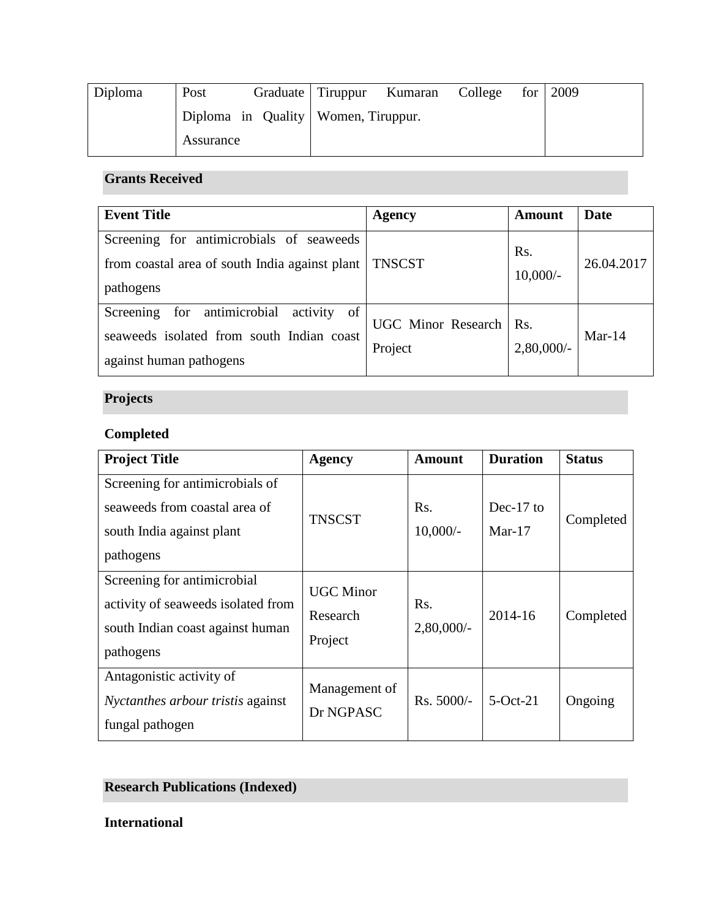| Diploma | Post Graduate Diploma in Quality Assurance | Tiruppur Kumaran College for Women, Tiruppur. | 2009 |
|---|---|---|---|

## Grants Received

| Event Title | Agency | Amount | Date |
|---|---|---|---|
| Screening for antimicrobials of seaweeds from coastal area of south India against plant pathogens | TNSCST | Rs. 10,000/- | 26.04.2017 |
| Screening for antimicrobial activity of seaweeds isolated from south Indian coast against human pathogens | UGC Minor Research Project | Rs. 2,80,000/- | Mar-14 |

## Projects

### Completed

| Project Title | Agency | Amount | Duration | Status |
|---|---|---|---|---|
| Screening for antimicrobials of seaweeds from coastal area of south India against plant pathogens | TNSCST | Rs. 10,000/- | Dec-17 to Mar-17 | Completed |
| Screening for antimicrobial activity of seaweeds isolated from south Indian coast against human pathogens | UGC Minor Research Project | Rs. 2,80,000/- | 2014-16 | Completed |
| Antagonistic activity of *Nyctanthes arbour tristis* against fungal pathogen | Management of Dr NGPASC | Rs. 5000/- | 5-Oct-21 | Ongoing |

## Research Publications (Indexed)

### International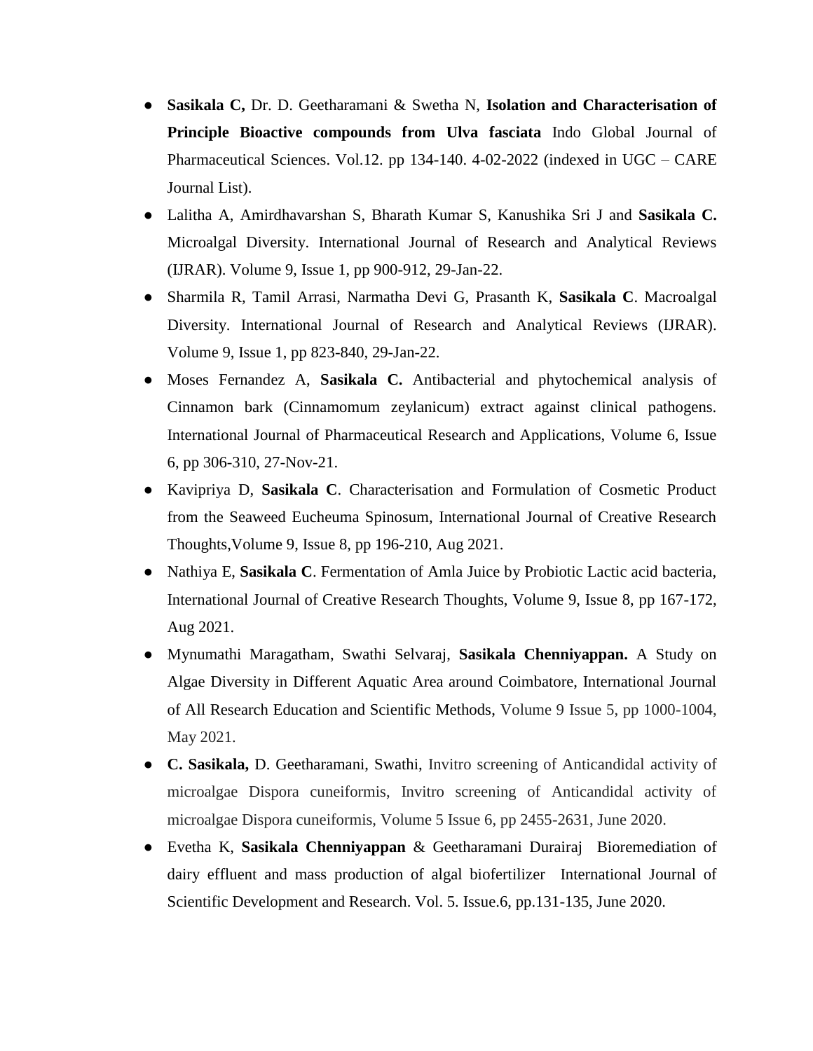- **Sasikala C,** Dr. D. Geetharamani & Swetha N, **Isolation and Characterisation of Principle Bioactive compounds from Ulva fasciata** Indo Global Journal of Pharmaceutical Sciences. Vol.12. pp 134-140. 4-02-2022 (indexed in UGC – CARE Journal List).
- Lalitha A, Amirdhavarshan S, Bharath Kumar S, Kanushika Sri J and **Sasikala C.** Microalgal Diversity. International Journal of Research and Analytical Reviews (IJRAR). Volume 9, Issue 1, pp 900-912, 29-Jan-22.
- Sharmila R, Tamil Arrasi, Narmatha Devi G, Prasanth K, **Sasikala C**. Macroalgal Diversity. International Journal of Research and Analytical Reviews (IJRAR). Volume 9, Issue 1, pp 823-840, 29-Jan-22.
- Moses Fernandez A, **Sasikala C.** Antibacterial and phytochemical analysis of Cinnamon bark (Cinnamomum zeylanicum) extract against clinical pathogens. International Journal of Pharmaceutical Research and Applications, Volume 6, Issue 6, pp 306-310, 27-Nov-21.
- Kavipriya D, **Sasikala C**. Characterisation and Formulation of Cosmetic Product from the Seaweed Eucheuma Spinosum, International Journal of Creative Research Thoughts,Volume 9, Issue 8, pp 196-210, Aug 2021.
- Nathiya E, **Sasikala C**. Fermentation of Amla Juice by Probiotic Lactic acid bacteria, International Journal of Creative Research Thoughts, Volume 9, Issue 8, pp 167-172, Aug 2021.
- Mynumathi Maragatham, Swathi Selvaraj, **Sasikala Chenniyappan.** A Study on Algae Diversity in Different Aquatic Area around Coimbatore, International Journal of All Research Education and Scientific Methods, Volume 9 Issue 5, pp 1000-1004, May 2021.
- **C. Sasikala,** D. Geetharamani, Swathi, Invitro screening of Anticandidal activity of microalgae Dispora cuneiformis, Invitro screening of Anticandidal activity of microalgae Dispora cuneiformis, Volume 5 Issue 6, pp 2455-2631, June 2020.
- Evetha K, **Sasikala Chenniyappan** & Geetharamani Durairaj Bioremediation of dairy effluent and mass production of algal biofertilizer International Journal of Scientific Development and Research. Vol. 5. Issue.6, pp.131-135, June 2020.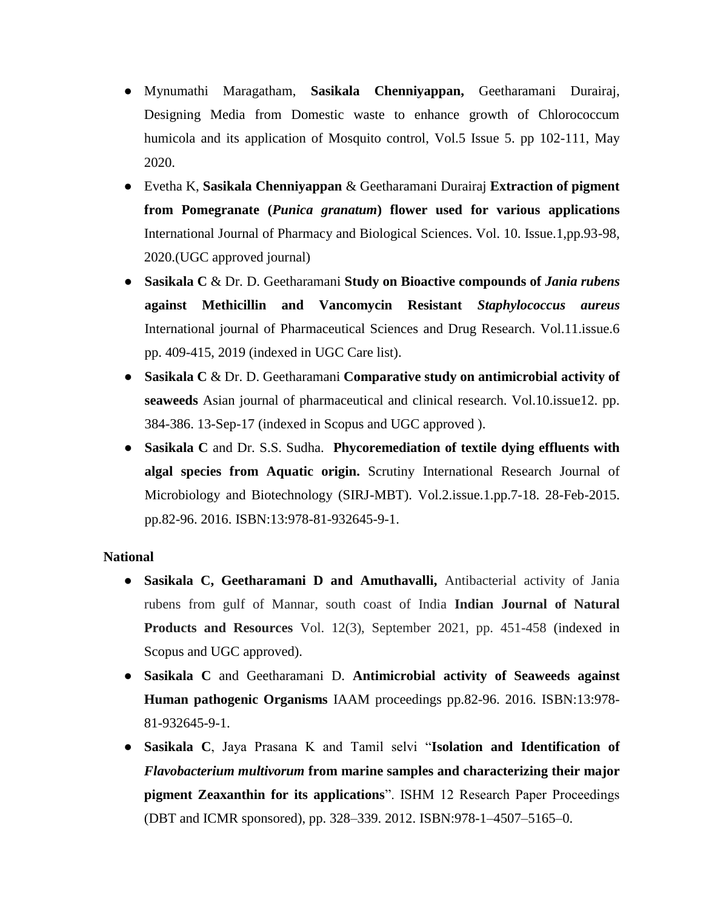- Mynumathi Maragatham, **Sasikala Chenniyappan,** Geetharamani Durairaj, Designing Media from Domestic waste to enhance growth of Chlorococcum humicola and its application of Mosquito control, Vol.5 Issue 5. pp 102-111, May 2020.
- Evetha K, **Sasikala Chenniyappan** & Geetharamani Durairaj **Extraction of pigment from Pomegranate (*Punica granatum*) flower used for various applications** International Journal of Pharmacy and Biological Sciences. Vol. 10. Issue.1,pp.93-98, 2020.(UGC approved journal)
- **Sasikala C** & Dr. D. Geetharamani **Study on Bioactive compounds of *Jania rubens* against Methicillin and Vancomycin Resistant *Staphylococcus aureus*** International journal of Pharmaceutical Sciences and Drug Research. Vol.11.issue.6 pp. 409-415, 2019 (indexed in UGC Care list).
- **Sasikala C** & Dr. D. Geetharamani **Comparative study on antimicrobial activity of seaweeds** Asian journal of pharmaceutical and clinical research. Vol.10.issue12. pp. 384-386. 13-Sep-17 (indexed in Scopus and UGC approved ).
- **Sasikala C** and Dr. S.S. Sudha. **Phycoremediation of textile dying effluents with algal species from Aquatic origin.** Scrutiny International Research Journal of Microbiology and Biotechnology (SIRJ-MBT). Vol.2.issue.1.pp.7-18. 28-Feb-2015. pp.82-96. 2016. ISBN:13:978-81-932645-9-1.

**National**

- **Sasikala C, Geetharamani D and Amuthavalli,** Antibacterial activity of Jania rubens from gulf of Mannar, south coast of India **Indian Journal of Natural Products and Resources** Vol. 12(3), September 2021, pp. 451-458 (indexed in Scopus and UGC approved).
- **Sasikala C** and Geetharamani D. **Antimicrobial activity of Seaweeds against Human pathogenic Organisms** IAAM proceedings pp.82-96. 2016. ISBN:13:978-81-932645-9-1.
- **Sasikala C**, Jaya Prasana K and Tamil selvi "**Isolation and Identification of *Flavobacterium multivorum* from marine samples and characterizing their major pigment Zeaxanthin for its applications**". ISHM 12 Research Paper Proceedings (DBT and ICMR sponsored), pp. 328–339. 2012. ISBN:978-1–4507–5165–0.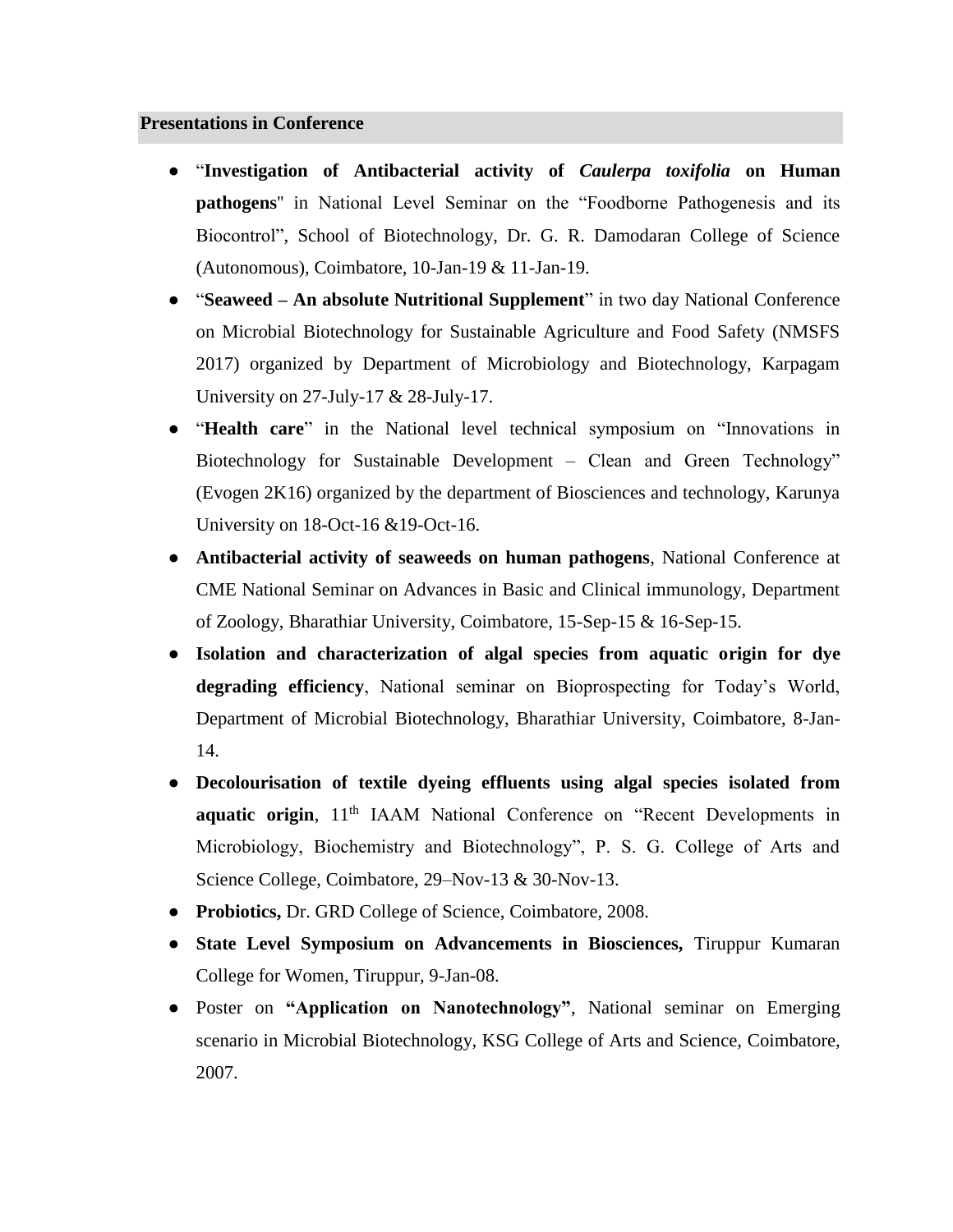## Presentations in Conference

- "**Investigation of Antibacterial activity of *Caulerpa toxifolia* on Human pathogens**" in National Level Seminar on the "Foodborne Pathogenesis and its Biocontrol", School of Biotechnology, Dr. G. R. Damodaran College of Science (Autonomous), Coimbatore, 10-Jan-19 & 11-Jan-19.
- "**Seaweed – An absolute Nutritional Supplement**" in two day National Conference on Microbial Biotechnology for Sustainable Agriculture and Food Safety (NMSFS 2017) organized by Department of Microbiology and Biotechnology, Karpagam University on 27-July-17 & 28-July-17.
- "**Health care**" in the National level technical symposium on "Innovations in Biotechnology for Sustainable Development – Clean and Green Technology" (Evogen 2K16) organized by the department of Biosciences and technology, Karunya University on 18-Oct-16 &19-Oct-16.
- **Antibacterial activity of seaweeds on human pathogens**, National Conference at CME National Seminar on Advances in Basic and Clinical immunology, Department of Zoology, Bharathiar University, Coimbatore, 15-Sep-15 & 16-Sep-15.
- **Isolation and characterization of algal species from aquatic origin for dye degrading efficiency**, National seminar on Bioprospecting for Today's World, Department of Microbial Biotechnology, Bharathiar University, Coimbatore, 8-Jan-14.
- **Decolourisation of textile dyeing effluents using algal species isolated from aquatic origin**, 11th IAAM National Conference on "Recent Developments in Microbiology, Biochemistry and Biotechnology", P. S. G. College of Arts and Science College, Coimbatore, 29–Nov-13 & 30-Nov-13.
- **Probiotics,** Dr. GRD College of Science, Coimbatore, 2008.
- **State Level Symposium on Advancements in Biosciences,** Tiruppur Kumaran College for Women, Tiruppur, 9-Jan-08.
- Poster on **"Application on Nanotechnology"**, National seminar on Emerging scenario in Microbial Biotechnology, KSG College of Arts and Science, Coimbatore, 2007.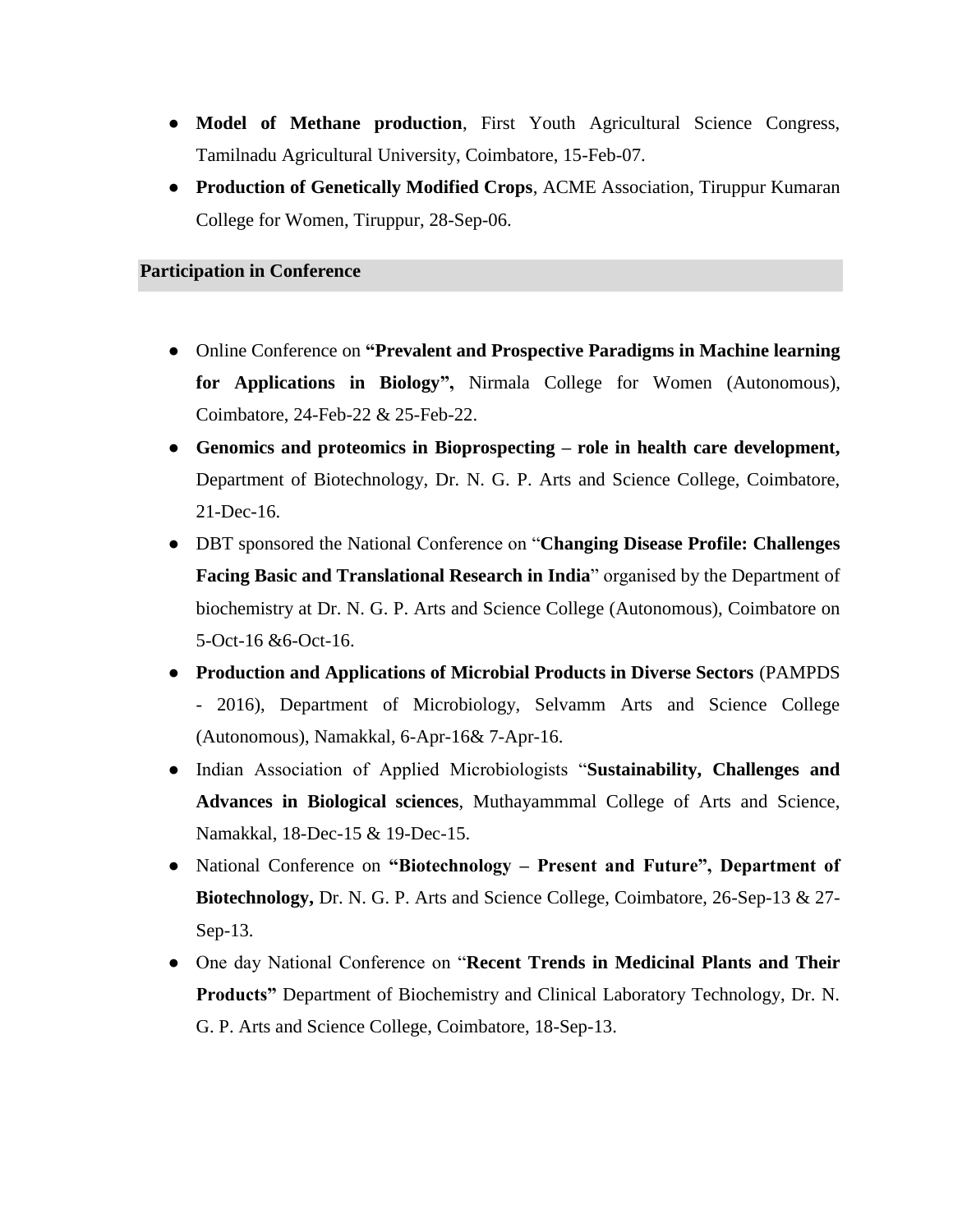- **Model of Methane production**, First Youth Agricultural Science Congress, Tamilnadu Agricultural University, Coimbatore, 15-Feb-07.
- **Production of Genetically Modified Crops**, ACME Association, Tiruppur Kumaran College for Women, Tiruppur, 28-Sep-06.

## Participation in Conference

- Online Conference on **"Prevalent and Prospective Paradigms in Machine learning for Applications in Biology",** Nirmala College for Women (Autonomous), Coimbatore, 24-Feb-22 & 25-Feb-22.
- **Genomics and proteomics in Bioprospecting – role in health care development,** Department of Biotechnology, Dr. N. G. P. Arts and Science College, Coimbatore, 21-Dec-16.
- DBT sponsored the National Conference on "**Changing Disease Profile: Challenges Facing Basic and Translational Research in India**" organised by the Department of biochemistry at Dr. N. G. P. Arts and Science College (Autonomous), Coimbatore on 5-Oct-16 &6-Oct-16.
- **Production and Applications of Microbial Products in Diverse Sectors** (PAMPDS - 2016), Department of Microbiology, Selvamm Arts and Science College (Autonomous), Namakkal, 6-Apr-16& 7-Apr-16.
- Indian Association of Applied Microbiologists "**Sustainability, Challenges and Advances in Biological sciences**, Muthayammmal College of Arts and Science, Namakkal, 18-Dec-15 & 19-Dec-15.
- National Conference on **"Biotechnology – Present and Future", Department of Biotechnology,** Dr. N. G. P. Arts and Science College, Coimbatore, 26-Sep-13 & 27-Sep-13.
- One day National Conference on "**Recent Trends in Medicinal Plants and Their Products"** Department of Biochemistry and Clinical Laboratory Technology, Dr. N. G. P. Arts and Science College, Coimbatore, 18-Sep-13.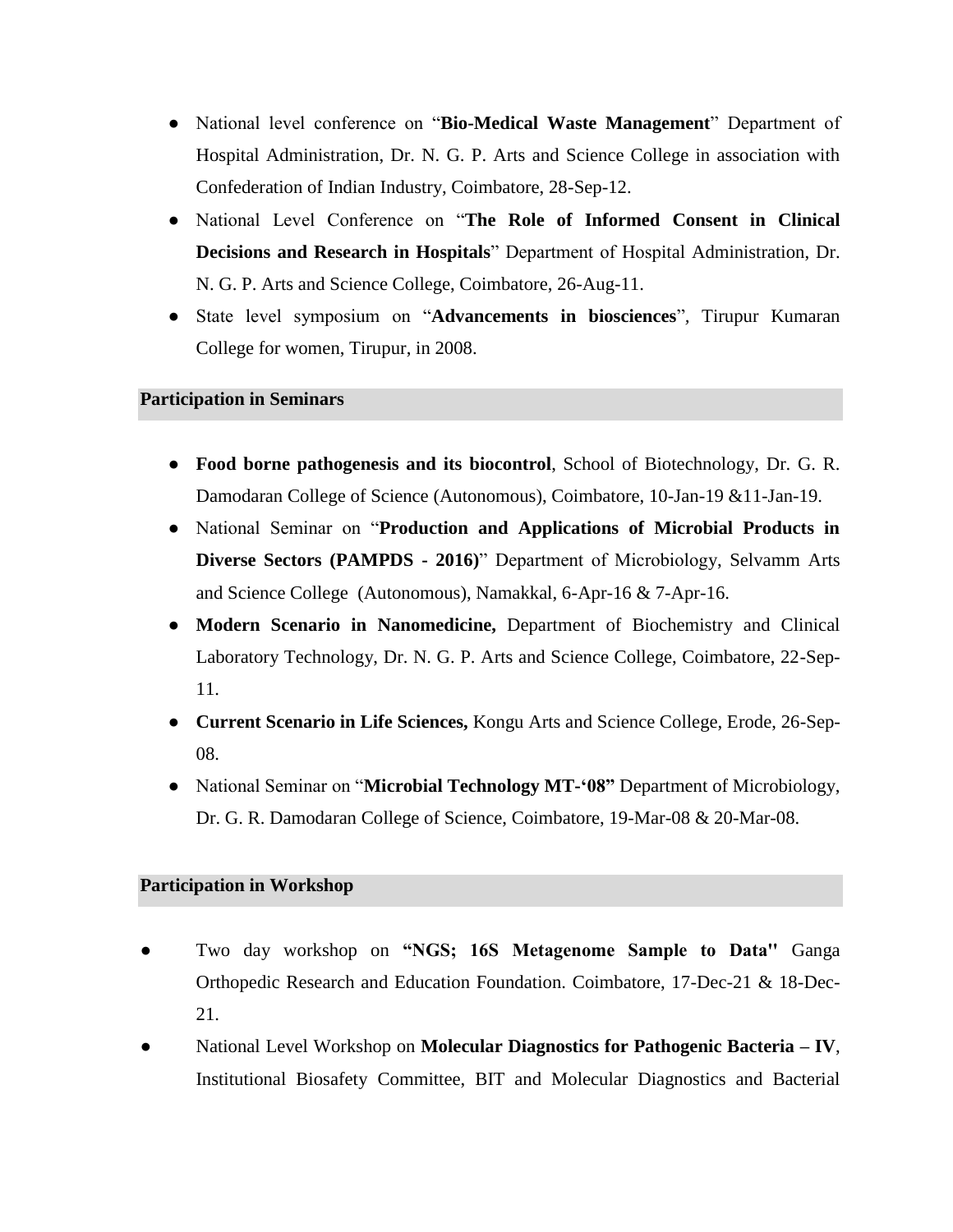- National level conference on "**Bio-Medical Waste Management**" Department of Hospital Administration, Dr. N. G. P. Arts and Science College in association with Confederation of Indian Industry, Coimbatore, 28-Sep-12.
- National Level Conference on "**The Role of Informed Consent in Clinical Decisions and Research in Hospitals**" Department of Hospital Administration, Dr. N. G. P. Arts and Science College, Coimbatore, 26-Aug-11.
- State level symposium on "**Advancements in biosciences**", Tirupur Kumaran College for women, Tirupur, in 2008.

## Participation in Seminars

- **Food borne pathogenesis and its biocontrol**, School of Biotechnology, Dr. G. R. Damodaran College of Science (Autonomous), Coimbatore, 10-Jan-19 &11-Jan-19.
- National Seminar on "**Production and Applications of Microbial Products in Diverse Sectors (PAMPDS - 2016)**" Department of Microbiology, Selvamm Arts and Science College (Autonomous), Namakkal, 6-Apr-16 & 7-Apr-16.
- **Modern Scenario in Nanomedicine,** Department of Biochemistry and Clinical Laboratory Technology, Dr. N. G. P. Arts and Science College, Coimbatore, 22-Sep-11.
- **Current Scenario in Life Sciences,** Kongu Arts and Science College, Erode, 26-Sep-08.
- National Seminar on "**Microbial Technology MT-'08"** Department of Microbiology, Dr. G. R. Damodaran College of Science, Coimbatore, 19-Mar-08 & 20-Mar-08.

## Participation in Workshop

- Two day workshop on **"NGS; 16S Metagenome Sample to Data"** Ganga Orthopedic Research and Education Foundation. Coimbatore, 17-Dec-21 & 18-Dec-21.
- National Level Workshop on **Molecular Diagnostics for Pathogenic Bacteria – IV**, Institutional Biosafety Committee, BIT and Molecular Diagnostics and Bacterial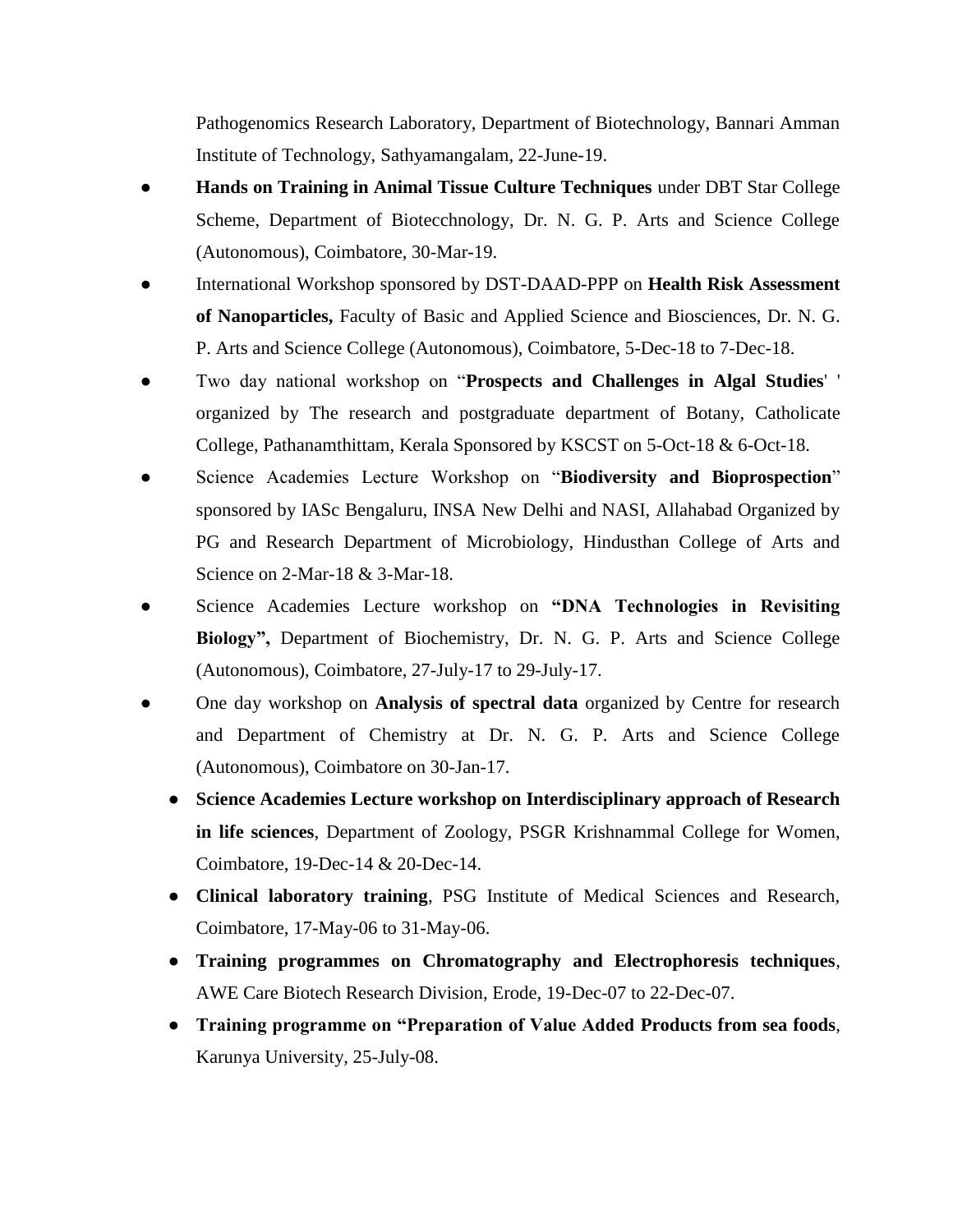Pathogenomics Research Laboratory, Department of Biotechnology, Bannari Amman Institute of Technology, Sathyamangalam, 22-June-19.

- **Hands on Training in Animal Tissue Culture Techniques** under DBT Star College Scheme, Department of Biotecchnology, Dr. N. G. P. Arts and Science College (Autonomous), Coimbatore, 30-Mar-19.
- International Workshop sponsored by DST-DAAD-PPP on **Health Risk Assessment of Nanoparticles,** Faculty of Basic and Applied Science and Biosciences, Dr. N. G. P. Arts and Science College (Autonomous), Coimbatore, 5-Dec-18 to 7-Dec-18.
- Two day national workshop on "**Prospects and Challenges in Algal Studies**' ' organized by The research and postgraduate department of Botany, Catholicate College, Pathanamthittam, Kerala Sponsored by KSCST on 5-Oct-18 & 6-Oct-18.
- Science Academies Lecture Workshop on "**Biodiversity and Bioprospection**" sponsored by IASc Bengaluru, INSA New Delhi and NASI, Allahabad Organized by PG and Research Department of Microbiology, Hindusthan College of Arts and Science on 2-Mar-18 & 3-Mar-18.
- Science Academies Lecture workshop on **"DNA Technologies in Revisiting Biology",** Department of Biochemistry, Dr. N. G. P. Arts and Science College (Autonomous), Coimbatore, 27-July-17 to 29-July-17.
- One day workshop on **Analysis of spectral data** organized by Centre for research and Department of Chemistry at Dr. N. G. P. Arts and Science College (Autonomous), Coimbatore on 30-Jan-17.
- **Science Academies Lecture workshop on Interdisciplinary approach of Research in life sciences**, Department of Zoology, PSGR Krishnammal College for Women, Coimbatore, 19-Dec-14 & 20-Dec-14.
- **Clinical laboratory training**, PSG Institute of Medical Sciences and Research, Coimbatore, 17-May-06 to 31-May-06.
- **Training programmes on Chromatography and Electrophoresis techniques**, AWE Care Biotech Research Division, Erode, 19-Dec-07 to 22-Dec-07.
- **Training programme on "Preparation of Value Added Products from sea foods**, Karunya University, 25-July-08.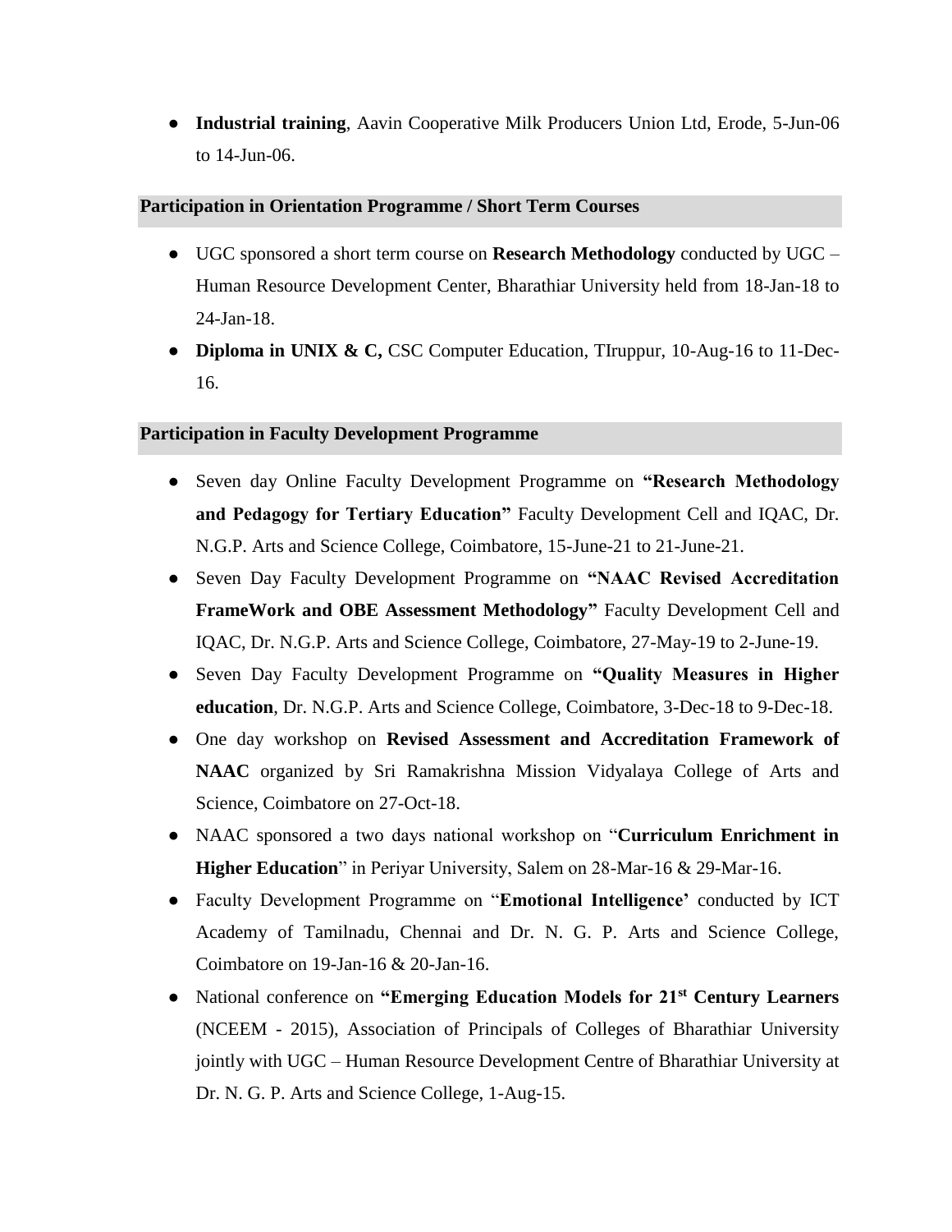- **Industrial training**, Aavin Cooperative Milk Producers Union Ltd, Erode, 5-Jun-06 to 14-Jun-06.

### Participation in Orientation Programme / Short Term Courses

- UGC sponsored a short term course on **Research Methodology** conducted by UGC – Human Resource Development Center, Bharathiar University held from 18-Jan-18 to 24-Jan-18.
- **Diploma in UNIX & C,** CSC Computer Education, TIruppur, 10-Aug-16 to 11-Dec-16.

### Participation in Faculty Development Programme

- Seven day Online Faculty Development Programme on **"Research Methodology and Pedagogy for Tertiary Education"** Faculty Development Cell and IQAC, Dr. N.G.P. Arts and Science College, Coimbatore, 15-June-21 to 21-June-21.
- Seven Day Faculty Development Programme on **"NAAC Revised Accreditation FrameWork and OBE Assessment Methodology"** Faculty Development Cell and IQAC, Dr. N.G.P. Arts and Science College, Coimbatore, 27-May-19 to 2-June-19.
- Seven Day Faculty Development Programme on **"Quality Measures in Higher education**, Dr. N.G.P. Arts and Science College, Coimbatore, 3-Dec-18 to 9-Dec-18.
- One day workshop on **Revised Assessment and Accreditation Framework of NAAC** organized by Sri Ramakrishna Mission Vidyalaya College of Arts and Science, Coimbatore on 27-Oct-18.
- NAAC sponsored a two days national workshop on "**Curriculum Enrichment in Higher Education**" in Periyar University, Salem on 28-Mar-16 & 29-Mar-16.
- Faculty Development Programme on "**Emotional Intelligence'** conducted by ICT Academy of Tamilnadu, Chennai and Dr. N. G. P. Arts and Science College, Coimbatore on 19-Jan-16 & 20-Jan-16.
- National conference on **"Emerging Education Models for 21st Century Learners** (NCEEM - 2015), Association of Principals of Colleges of Bharathiar University jointly with UGC – Human Resource Development Centre of Bharathiar University at Dr. N. G. P. Arts and Science College, 1-Aug-15.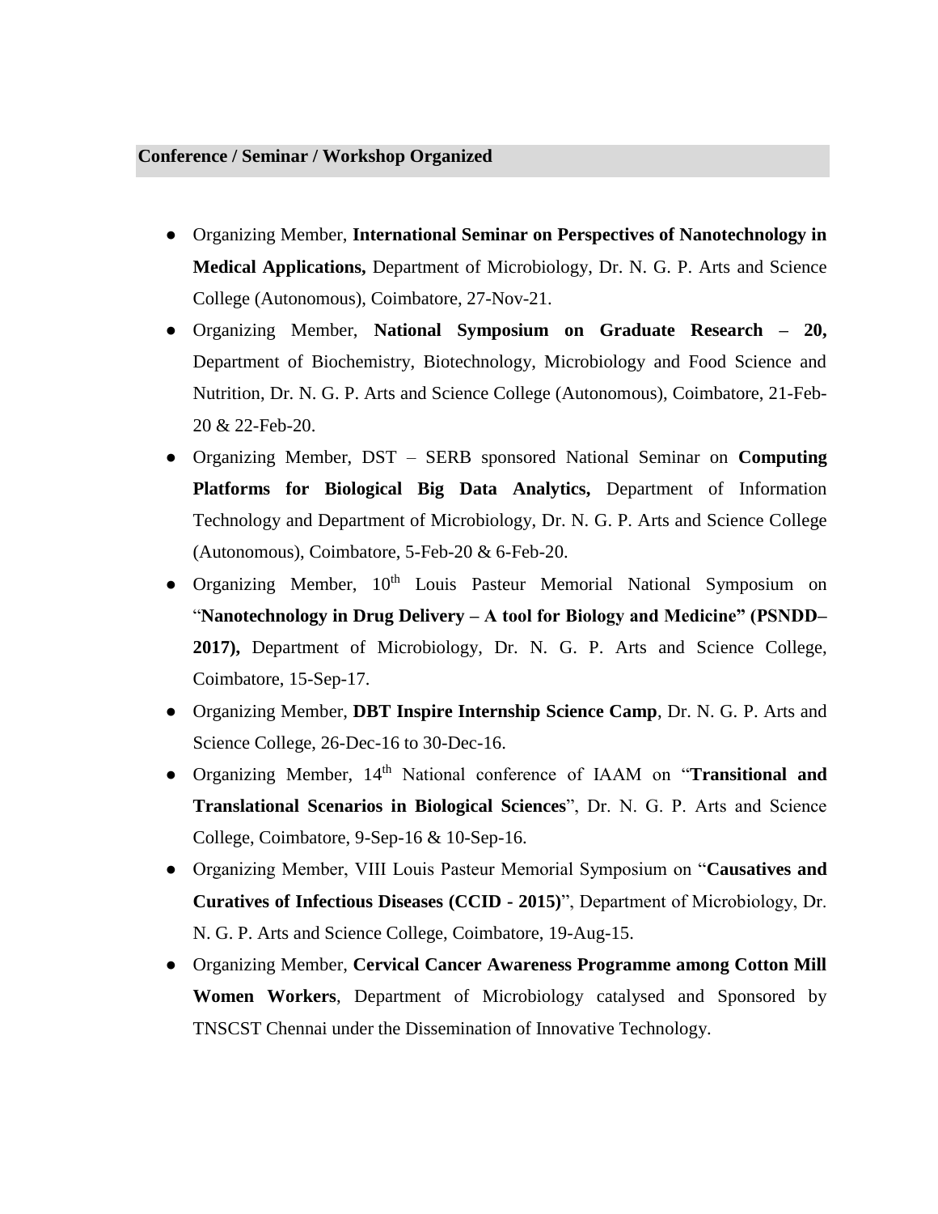## Conference / Seminar / Workshop Organized

- Organizing Member, **International Seminar on Perspectives of Nanotechnology in Medical Applications,** Department of Microbiology, Dr. N. G. P. Arts and Science College (Autonomous), Coimbatore, 27-Nov-21.
- Organizing Member, **National Symposium on Graduate Research – 20,** Department of Biochemistry, Biotechnology, Microbiology and Food Science and Nutrition, Dr. N. G. P. Arts and Science College (Autonomous), Coimbatore, 21-Feb-20 & 22-Feb-20.
- Organizing Member, DST – SERB sponsored National Seminar on **Computing Platforms for Biological Big Data Analytics,** Department of Information Technology and Department of Microbiology, Dr. N. G. P. Arts and Science College (Autonomous), Coimbatore, 5-Feb-20 & 6-Feb-20.
- Organizing Member, 10th Louis Pasteur Memorial National Symposium on "**Nanotechnology in Drug Delivery – A tool for Biology and Medicine" (PSNDD–2017),** Department of Microbiology, Dr. N. G. P. Arts and Science College, Coimbatore, 15-Sep-17.
- Organizing Member, **DBT Inspire Internship Science Camp**, Dr. N. G. P. Arts and Science College, 26-Dec-16 to 30-Dec-16.
- Organizing Member, 14th National conference of IAAM on "**Transitional and Translational Scenarios in Biological Sciences**", Dr. N. G. P. Arts and Science College, Coimbatore, 9-Sep-16 & 10-Sep-16.
- Organizing Member, VIII Louis Pasteur Memorial Symposium on "**Causatives and Curatives of Infectious Diseases (CCID - 2015)**", Department of Microbiology, Dr. N. G. P. Arts and Science College, Coimbatore, 19-Aug-15.
- Organizing Member, **Cervical Cancer Awareness Programme among Cotton Mill Women Workers**, Department of Microbiology catalysed and Sponsored by TNSCST Chennai under the Dissemination of Innovative Technology.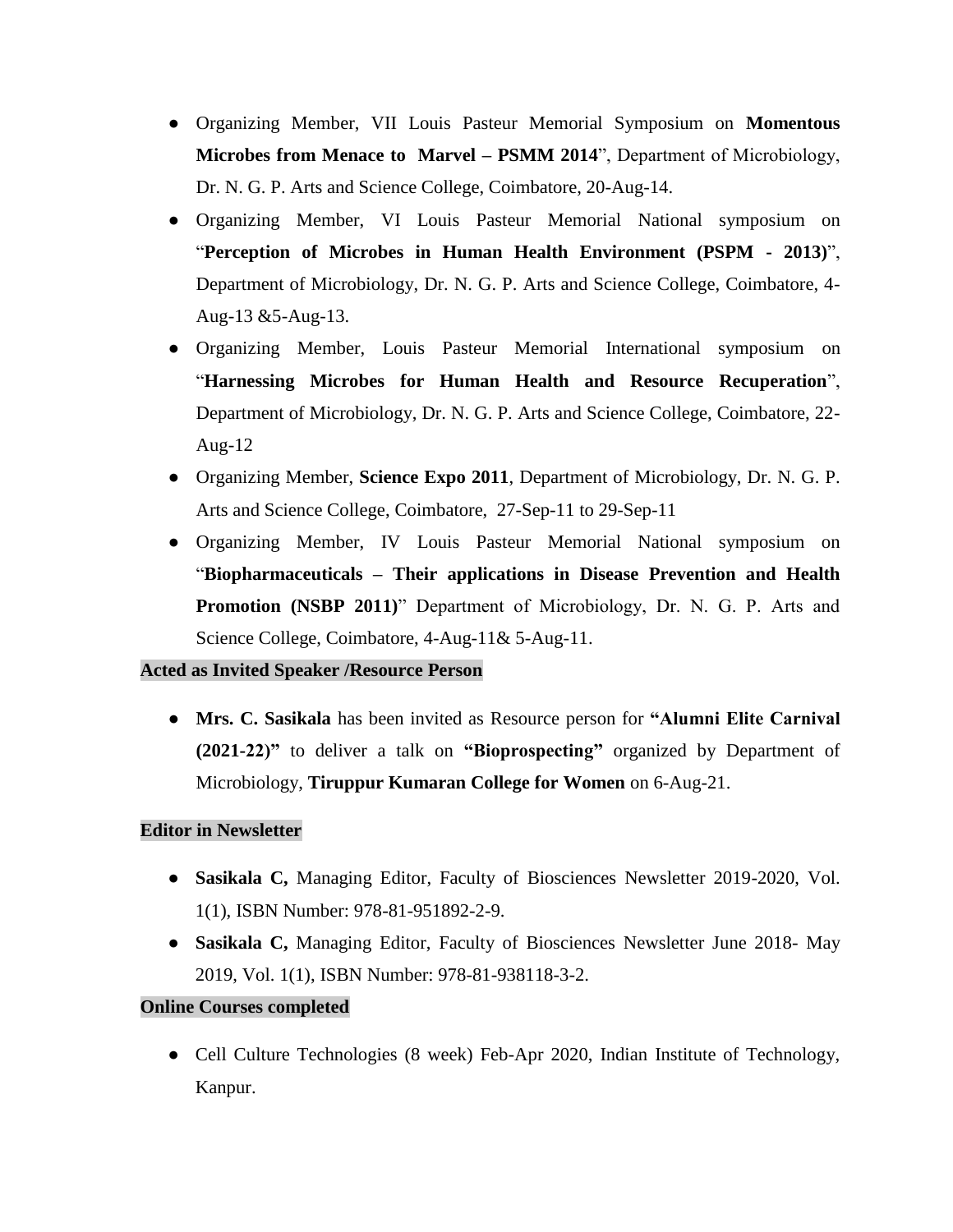- Organizing Member, VII Louis Pasteur Memorial Symposium on **Momentous Microbes from Menace to Marvel – PSMM 2014**", Department of Microbiology, Dr. N. G. P. Arts and Science College, Coimbatore, 20-Aug-14.
- Organizing Member, VI Louis Pasteur Memorial National symposium on "**Perception of Microbes in Human Health Environment (PSPM - 2013)**", Department of Microbiology, Dr. N. G. P. Arts and Science College, Coimbatore, 4-Aug-13 &5-Aug-13.
- Organizing Member, Louis Pasteur Memorial International symposium on "**Harnessing Microbes for Human Health and Resource Recuperation**", Department of Microbiology, Dr. N. G. P. Arts and Science College, Coimbatore, 22-Aug-12
- Organizing Member, **Science Expo 2011**, Department of Microbiology, Dr. N. G. P. Arts and Science College, Coimbatore, 27-Sep-11 to 29-Sep-11
- Organizing Member, IV Louis Pasteur Memorial National symposium on "**Biopharmaceuticals – Their applications in Disease Prevention and Health Promotion (NSBP 2011)**" Department of Microbiology, Dr. N. G. P. Arts and Science College, Coimbatore, 4-Aug-11& 5-Aug-11.

**Acted as Invited Speaker /Resource Person**

- **Mrs. C. Sasikala** has been invited as Resource person for **"Alumni Elite Carnival (2021-22)"** to deliver a talk on **"Bioprospecting"** organized by Department of Microbiology, **Tiruppur Kumaran College for Women** on 6-Aug-21.

**Editor in Newsletter**

- **Sasikala C,** Managing Editor, Faculty of Biosciences Newsletter 2019-2020, Vol. 1(1), ISBN Number: 978-81-951892-2-9.
- **Sasikala C,** Managing Editor, Faculty of Biosciences Newsletter June 2018- May 2019, Vol. 1(1), ISBN Number: 978-81-938118-3-2.

**Online Courses completed**

- Cell Culture Technologies (8 week) Feb-Apr 2020, Indian Institute of Technology, Kanpur.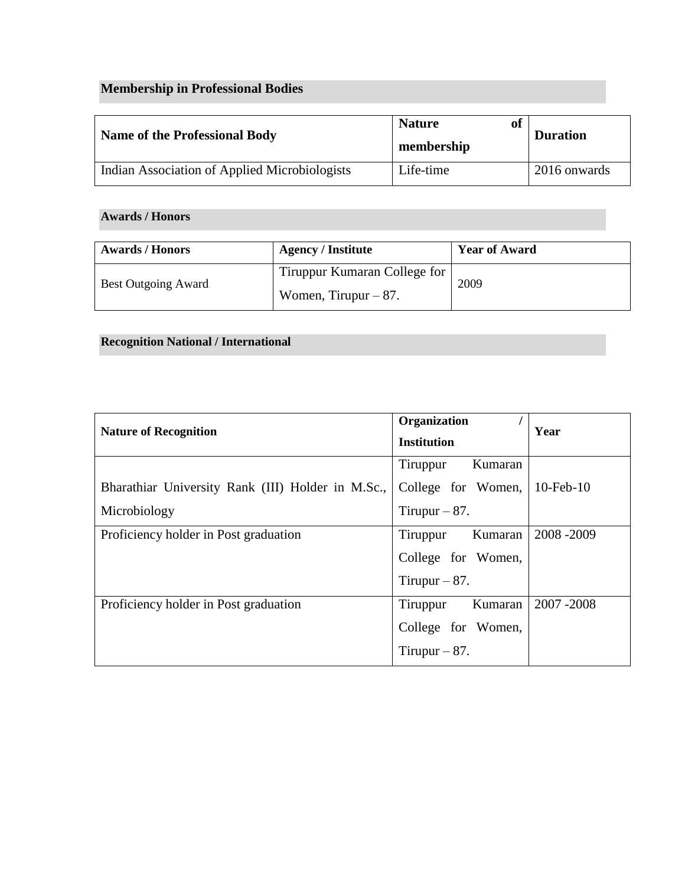## Membership in Professional Bodies

| Name of the Professional Body | Nature of membership | Duration |
|---|---|---|
| Indian Association of Applied Microbiologists | Life-time | 2016 onwards |

## Awards / Honors

| Awards / Honors | Agency / Institute | Year of Award |
|---|---|---|
| Best Outgoing Award | Tiruppur Kumaran College for Women, Tirupur – 87. | 2009 |

## Recognition National / International

| Nature of Recognition | Organization / Institution | Year |
|---|---|---|
| Bharathiar University Rank (III) Holder in M.Sc., Microbiology | Tiruppur Kumaran College for Women, Tirupur – 87. | 10-Feb-10 |
| Proficiency holder in Post graduation | Tiruppur Kumaran College for Women, Tirupur – 87. | 2008 -2009 |
| Proficiency holder in Post graduation | Tiruppur Kumaran College for Women, Tirupur – 87. | 2007 -2008 |